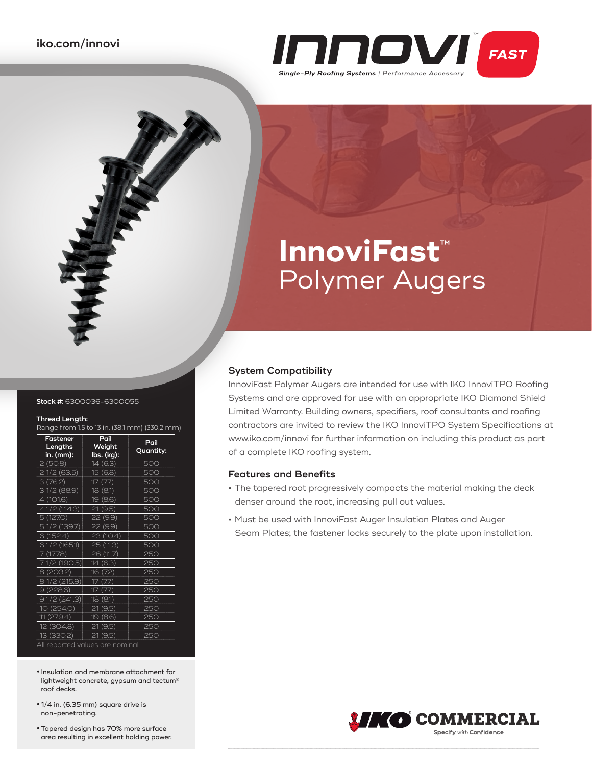iko.com/innovi

INNOVI™ FAST

Single-Ply Roofing Systems | Performance Accessory

# InnoviFast™ Polymer Augers

**Stock #:** 6300036-6300055

**Thread Length:**
Range from 1.5 to 13 in. (38.1 mm) (330.2 mm)

| Fastener Lengths in. (mm): | Pail Weight lbs. (kg): | Pail Quantity: |
|---|---|---|
| 2 (50.8) | 14 (6.3) | 500 |
| 2 1/2 (63.5) | 15 (6.8) | 500 |
| 3 (76.2) | 17 (7.7) | 500 |
| 3 1/2 (88.9) | 18 (8.1) | 500 |
| 4 (101.6) | 19 (8.6) | 500 |
| 4 1/2 (114.3) | 21 (9.5) | 500 |
| 5 (127.0) | 22 (9.9) | 500 |
| 5 1/2 (139.7) | 22 (9.9) | 500 |
| 6 (152.4) | 23 (10.4) | 500 |
| 6 1/2 (165.1) | 25 (11.3) | 500 |
| 7 (177.8) | 26 (11.7) | 250 |
| 7 1/2 (190.5) | 14 (6.3) | 250 |
| 8 (203.2) | 16 (7.2) | 250 |
| 8 1/2 (215.9) | 17 (7.7) | 250 |
| 9 (228.6) | 17 (7.7) | 250 |
| 9 1/2 (241.3) | 18 (8.1) | 250 |
| 10 (254.0) | 21 (9.5) | 250 |
| 11 (279.4) | 19 (8.6) | 250 |
| 12 (304.8) | 21 (9.5) | 250 |
| 13 (330.2) | 21 (9.5) | 250 |

All reported values are nominal.

- Insulation and membrane attachment for lightweight concrete, gypsum and tectum® roof decks.
- 1/4 in. (6.35 mm) square drive is non-penetrating.
- Tapered design has 70% more surface area resulting in excellent holding power.

### System Compatibility

InnoviFast Polymer Augers are intended for use with IKO InnoviTPO Roofing Systems and are approved for use with an appropriate IKO Diamond Shield Limited Warranty. Building owners, specifiers, roof consultants and roofing contractors are invited to review the IKO InnoviTPO System Specifications at www.iko.com/innovi for further information on including this product as part of a complete IKO roofing system.

### Features and Benefits

- The tapered root progressively compacts the material making the deck denser around the root, increasing pull out values.
- Must be used with InnoviFast Auger Insulation Plates and Auger Seam Plates; the fastener locks securely to the plate upon installation.

IKO COMMERCIAL
Specify with Confidence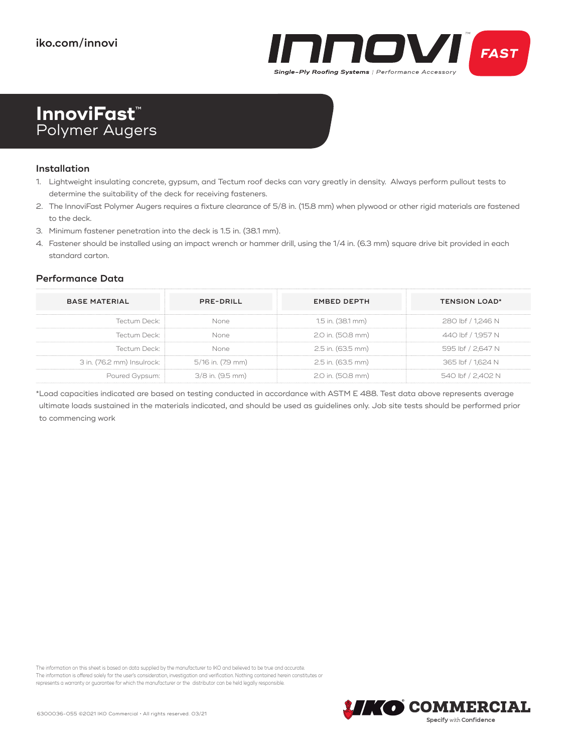iko.com/innovi

# InnoviFast™ Polymer Augers

### Installation

1. Lightweight insulating concrete, gypsum, and Tectum roof decks can vary greatly in density. Always perform pullout tests to determine the suitability of the deck for receiving fasteners.
2. The InnoviFast Polymer Augers requires a fixture clearance of 5/8 in. (15.8 mm) when plywood or other rigid materials are fastened to the deck.
3. Minimum fastener penetration into the deck is 1.5 in. (38.1 mm).
4. Fastener should be installed using an impact wrench or hammer drill, using the 1/4 in. (6.3 mm) square drive bit provided in each standard carton.

### Performance Data

| BASE MATERIAL | PRE-DRILL | EMBED DEPTH | TENSION LOAD* |
|---|---|---|---|
| Tectum Deck: | None | 1.5 in. (38.1 mm) | 280 lbf / 1,246 N |
| Tectum Deck: | None | 2.0 in. (50.8 mm) | 440 lbf / 1,957 N |
| Tectum Deck: | None | 2.5 in. (63.5 mm) | 595 lbf / 2,647 N |
| 3 in. (76.2 mm) Insulrock: | 5/16 in. (7.9 mm) | 2.5 in. (63.5 mm) | 365 lbf / 1,624 N |
| Poured Gypsum: | 3/8 in. (9.5 mm) | 2.0 in. (50.8 mm) | 540 lbf / 2,402 N |

*Load capacities indicated are based on testing conducted in accordance with ASTM E 488. Test data above represents average ultimate loads sustained in the materials indicated, and should be used as guidelines only. Job site tests should be performed prior to commencing work

The information on this sheet is based on data supplied by the manufacturer to IKO and believed to be true and accurate. The information is offered solely for the user's consideration, investigation and verification. Nothing contained herein constitutes or represents a warranty or guarantee for which the manufacturer or the distributor can be held legally responsible.

6300036-055 ©2021 IKO Commercial • All rights reserved. 03/21